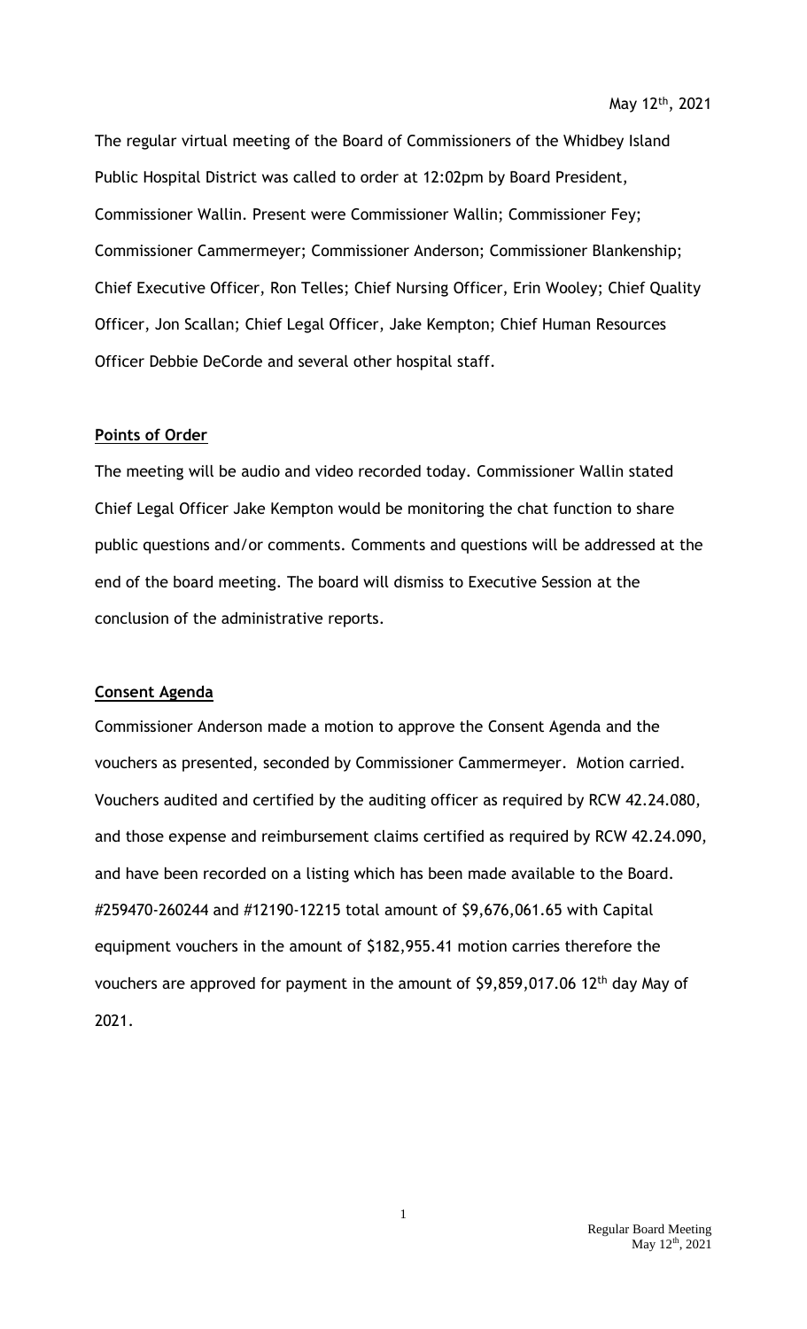May 12th, 2021

The regular virtual meeting of the Board of Commissioners of the Whidbey Island Public Hospital District was called to order at 12:02pm by Board President, Commissioner Wallin. Present were Commissioner Wallin; Commissioner Fey; Commissioner Cammermeyer; Commissioner Anderson; Commissioner Blankenship; Chief Executive Officer, Ron Telles; Chief Nursing Officer, Erin Wooley; Chief Quality Officer, Jon Scallan; Chief Legal Officer, Jake Kempton; Chief Human Resources Officer Debbie DeCorde and several other hospital staff.

**Points of Order**

The meeting will be audio and video recorded today. Commissioner Wallin stated Chief Legal Officer Jake Kempton would be monitoring the chat function to share public questions and/or comments. Comments and questions will be addressed at the end of the board meeting. The board will dismiss to Executive Session at the conclusion of the administrative reports.

**Consent Agenda**

Commissioner Anderson made a motion to approve the Consent Agenda and the vouchers as presented, seconded by Commissioner Cammermeyer. Motion carried. Vouchers audited and certified by the auditing officer as required by RCW 42.24.080, and those expense and reimbursement claims certified as required by RCW 42.24.090, and have been recorded on a listing which has been made available to the Board. #259470-260244 and #12190-12215 total amount of $9,676,061.65 with Capital equipment vouchers in the amount of $182,955.41 motion carries therefore the vouchers are approved for payment in the amount of $9,859,017.06 12th day May of 2021.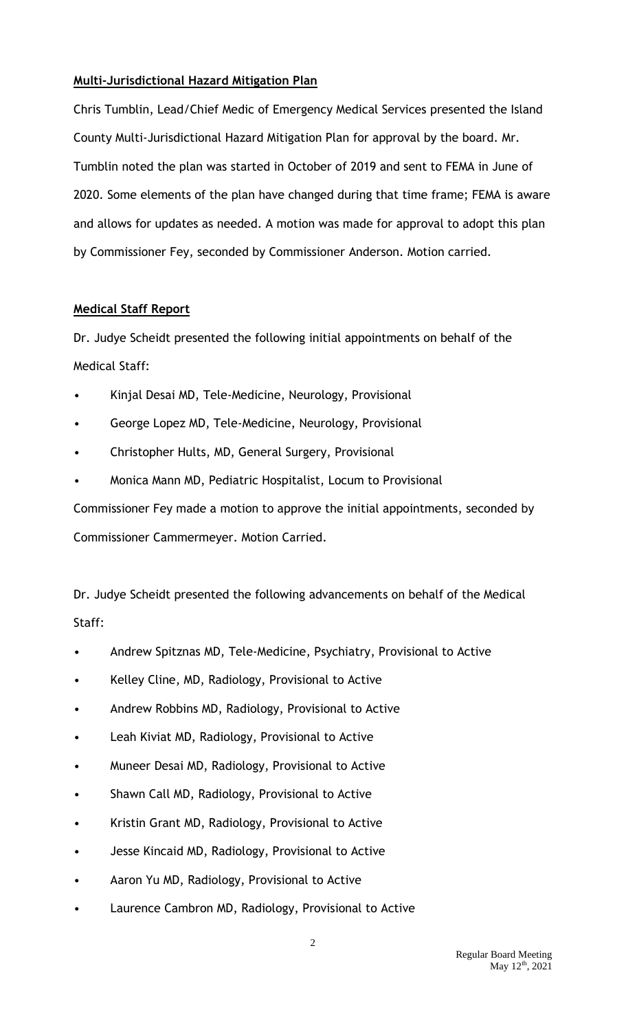**Multi-Jurisdictional Hazard Mitigation Plan**

Chris Tumblin, Lead/Chief Medic of Emergency Medical Services presented the Island County Multi-Jurisdictional Hazard Mitigation Plan for approval by the board. Mr. Tumblin noted the plan was started in October of 2019 and sent to FEMA in June of 2020. Some elements of the plan have changed during that time frame; FEMA is aware and allows for updates as needed. A motion was made for approval to adopt this plan by Commissioner Fey, seconded by Commissioner Anderson. Motion carried.

**Medical Staff Report**

Dr. Judye Scheidt presented the following initial appointments on behalf of the Medical Staff:

- Kinjal Desai MD, Tele-Medicine, Neurology, Provisional
- George Lopez MD, Tele-Medicine, Neurology, Provisional
- Christopher Hults, MD, General Surgery, Provisional
- Monica Mann MD, Pediatric Hospitalist, Locum to Provisional

Commissioner Fey made a motion to approve the initial appointments, seconded by Commissioner Cammermeyer. Motion Carried.

Dr. Judye Scheidt presented the following advancements on behalf of the Medical Staff:

- Andrew Spitznas MD, Tele-Medicine, Psychiatry, Provisional to Active
- Kelley Cline, MD, Radiology, Provisional to Active
- Andrew Robbins MD, Radiology, Provisional to Active
- Leah Kiviat MD, Radiology, Provisional to Active
- Muneer Desai MD, Radiology, Provisional to Active
- Shawn Call MD, Radiology, Provisional to Active
- Kristin Grant MD, Radiology, Provisional to Active
- Jesse Kincaid MD, Radiology, Provisional to Active
- Aaron Yu MD, Radiology, Provisional to Active
- Laurence Cambron MD, Radiology, Provisional to Active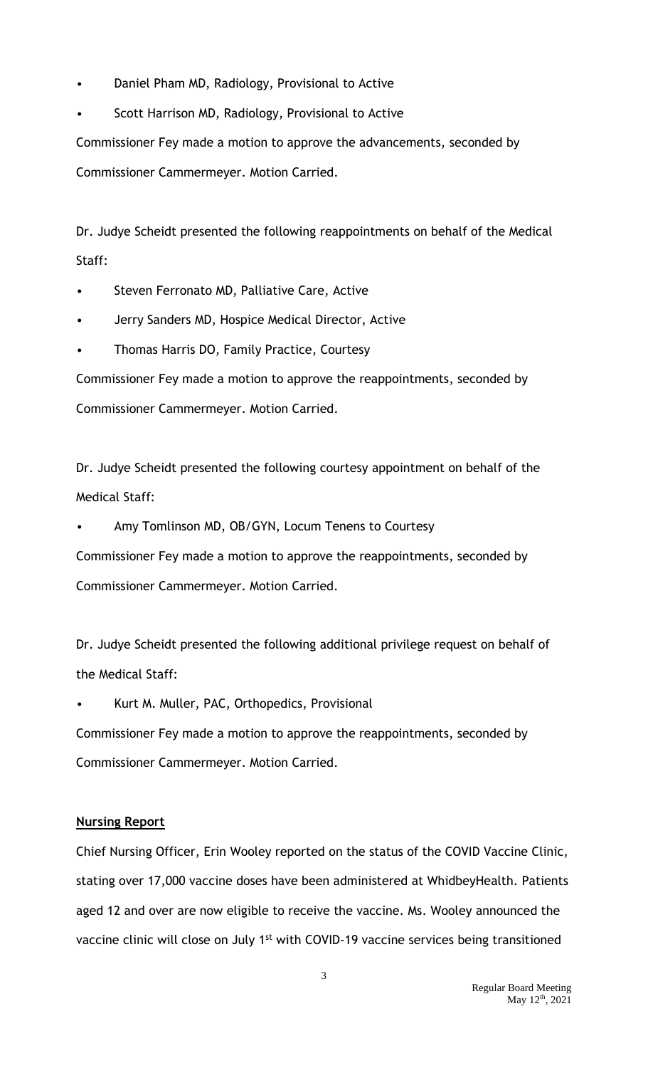- Daniel Pham MD, Radiology, Provisional to Active
- Scott Harrison MD, Radiology, Provisional to Active

Commissioner Fey made a motion to approve the advancements, seconded by Commissioner Cammermeyer. Motion Carried.

Dr. Judye Scheidt presented the following reappointments on behalf of the Medical Staff:

- Steven Ferronato MD, Palliative Care, Active
- Jerry Sanders MD, Hospice Medical Director, Active
- Thomas Harris DO, Family Practice, Courtesy

Commissioner Fey made a motion to approve the reappointments, seconded by Commissioner Cammermeyer. Motion Carried.

Dr. Judye Scheidt presented the following courtesy appointment on behalf of the Medical Staff:

- Amy Tomlinson MD, OB/GYN, Locum Tenens to Courtesy

Commissioner Fey made a motion to approve the reappointments, seconded by Commissioner Cammermeyer. Motion Carried.

Dr. Judye Scheidt presented the following additional privilege request on behalf of the Medical Staff:

- Kurt M. Muller, PAC, Orthopedics, Provisional

Commissioner Fey made a motion to approve the reappointments, seconded by Commissioner Cammermeyer. Motion Carried.

**Nursing Report**

Chief Nursing Officer, Erin Wooley reported on the status of the COVID Vaccine Clinic, stating over 17,000 vaccine doses have been administered at WhidbeyHealth. Patients aged 12 and over are now eligible to receive the vaccine. Ms. Wooley announced the vaccine clinic will close on July 1st with COVID-19 vaccine services being transitioned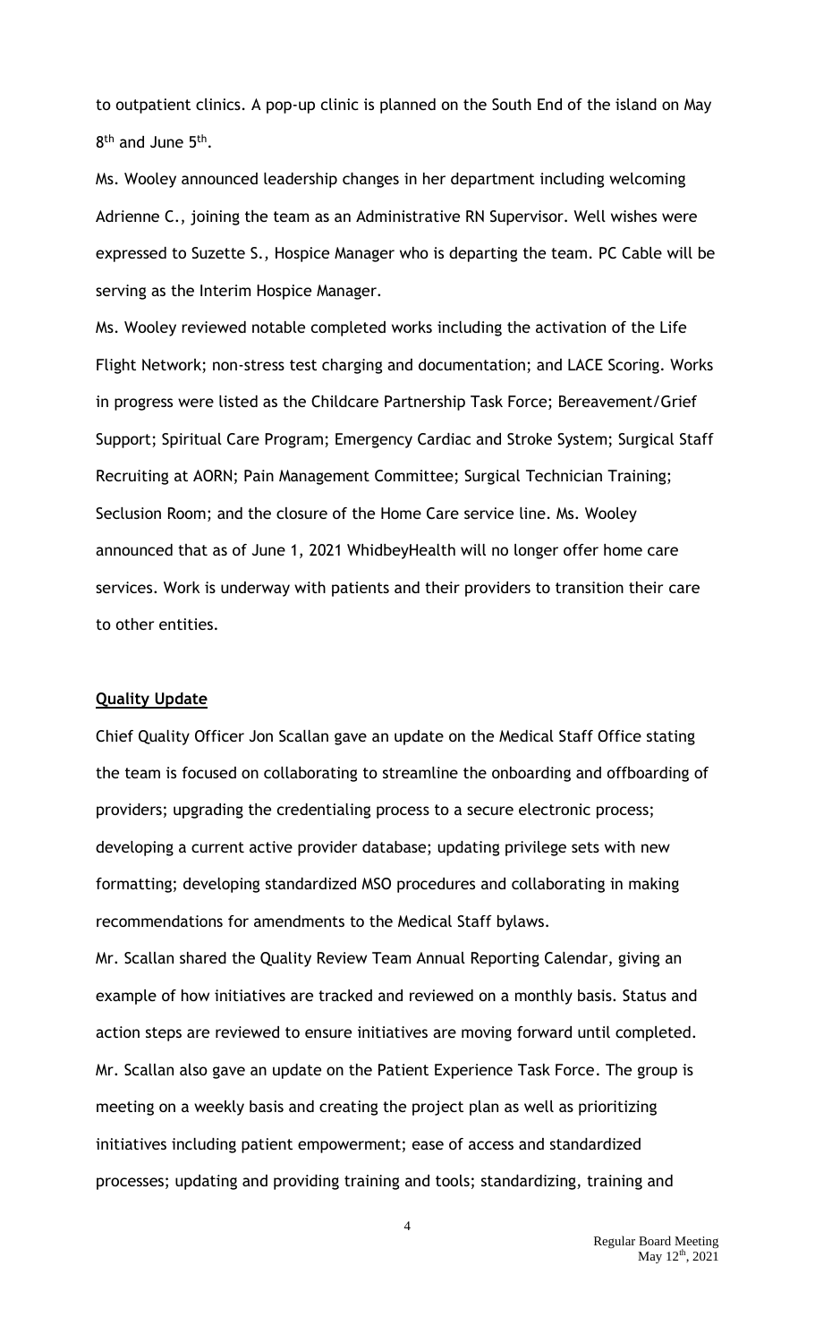to outpatient clinics. A pop-up clinic is planned on the South End of the island on May 8th and June 5th.

Ms. Wooley announced leadership changes in her department including welcoming Adrienne C., joining the team as an Administrative RN Supervisor. Well wishes were expressed to Suzette S., Hospice Manager who is departing the team. PC Cable will be serving as the Interim Hospice Manager.

Ms. Wooley reviewed notable completed works including the activation of the Life Flight Network; non-stress test charging and documentation; and LACE Scoring. Works in progress were listed as the Childcare Partnership Task Force; Bereavement/Grief Support; Spiritual Care Program; Emergency Cardiac and Stroke System; Surgical Staff Recruiting at AORN; Pain Management Committee; Surgical Technician Training; Seclusion Room; and the closure of the Home Care service line. Ms. Wooley announced that as of June 1, 2021 WhidbeyHealth will no longer offer home care services. Work is underway with patients and their providers to transition their care to other entities.

**Quality Update**

Chief Quality Officer Jon Scallan gave an update on the Medical Staff Office stating the team is focused on collaborating to streamline the onboarding and offboarding of providers; upgrading the credentialing process to a secure electronic process; developing a current active provider database; updating privilege sets with new formatting; developing standardized MSO procedures and collaborating in making recommendations for amendments to the Medical Staff bylaws.

Mr. Scallan shared the Quality Review Team Annual Reporting Calendar, giving an example of how initiatives are tracked and reviewed on a monthly basis. Status and action steps are reviewed to ensure initiatives are moving forward until completed. Mr. Scallan also gave an update on the Patient Experience Task Force. The group is meeting on a weekly basis and creating the project plan as well as prioritizing initiatives including patient empowerment; ease of access and standardized processes; updating and providing training and tools; standardizing, training and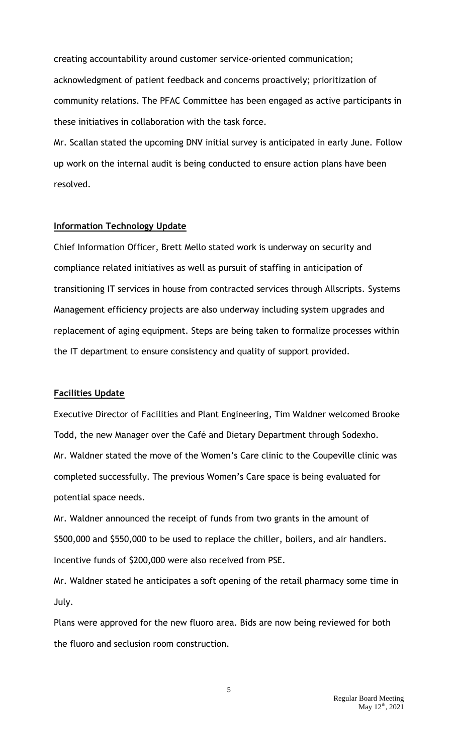creating accountability around customer service-oriented communication; acknowledgment of patient feedback and concerns proactively; prioritization of community relations. The PFAC Committee has been engaged as active participants in these initiatives in collaboration with the task force.

Mr. Scallan stated the upcoming DNV initial survey is anticipated in early June. Follow up work on the internal audit is being conducted to ensure action plans have been resolved.

**Information Technology Update**

Chief Information Officer, Brett Mello stated work is underway on security and compliance related initiatives as well as pursuit of staffing in anticipation of transitioning IT services in house from contracted services through Allscripts. Systems Management efficiency projects are also underway including system upgrades and replacement of aging equipment. Steps are being taken to formalize processes within the IT department to ensure consistency and quality of support provided.

**Facilities Update**

Executive Director of Facilities and Plant Engineering, Tim Waldner welcomed Brooke Todd, the new Manager over the Café and Dietary Department through Sodexho.

Mr. Waldner stated the move of the Women's Care clinic to the Coupeville clinic was completed successfully. The previous Women's Care space is being evaluated for potential space needs.

Mr. Waldner announced the receipt of funds from two grants in the amount of $500,000 and $550,000 to be used to replace the chiller, boilers, and air handlers. Incentive funds of $200,000 were also received from PSE.

Mr. Waldner stated he anticipates a soft opening of the retail pharmacy some time in July.

Plans were approved for the new fluoro area. Bids are now being reviewed for both the fluoro and seclusion room construction.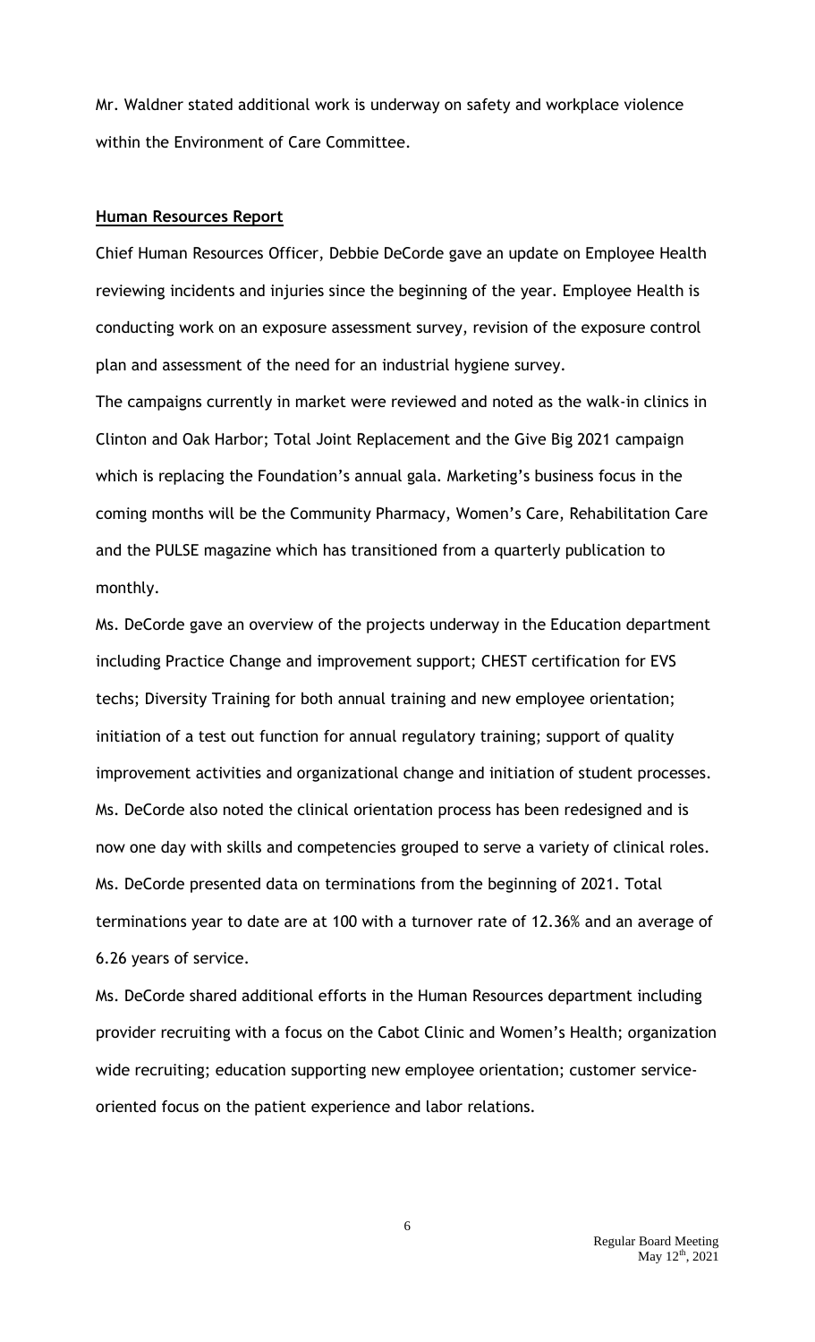Mr. Waldner stated additional work is underway on safety and workplace violence within the Environment of Care Committee.

**Human Resources Report**

Chief Human Resources Officer, Debbie DeCorde gave an update on Employee Health reviewing incidents and injuries since the beginning of the year. Employee Health is conducting work on an exposure assessment survey, revision of the exposure control plan and assessment of the need for an industrial hygiene survey.

The campaigns currently in market were reviewed and noted as the walk-in clinics in Clinton and Oak Harbor; Total Joint Replacement and the Give Big 2021 campaign which is replacing the Foundation's annual gala. Marketing's business focus in the coming months will be the Community Pharmacy, Women's Care, Rehabilitation Care and the PULSE magazine which has transitioned from a quarterly publication to monthly.

Ms. DeCorde gave an overview of the projects underway in the Education department including Practice Change and improvement support; CHEST certification for EVS techs; Diversity Training for both annual training and new employee orientation; initiation of a test out function for annual regulatory training; support of quality improvement activities and organizational change and initiation of student processes.

Ms. DeCorde also noted the clinical orientation process has been redesigned and is now one day with skills and competencies grouped to serve a variety of clinical roles.

Ms. DeCorde presented data on terminations from the beginning of 2021. Total terminations year to date are at 100 with a turnover rate of 12.36% and an average of 6.26 years of service.

Ms. DeCorde shared additional efforts in the Human Resources department including provider recruiting with a focus on the Cabot Clinic and Women's Health; organization wide recruiting; education supporting new employee orientation; customer service-oriented focus on the patient experience and labor relations.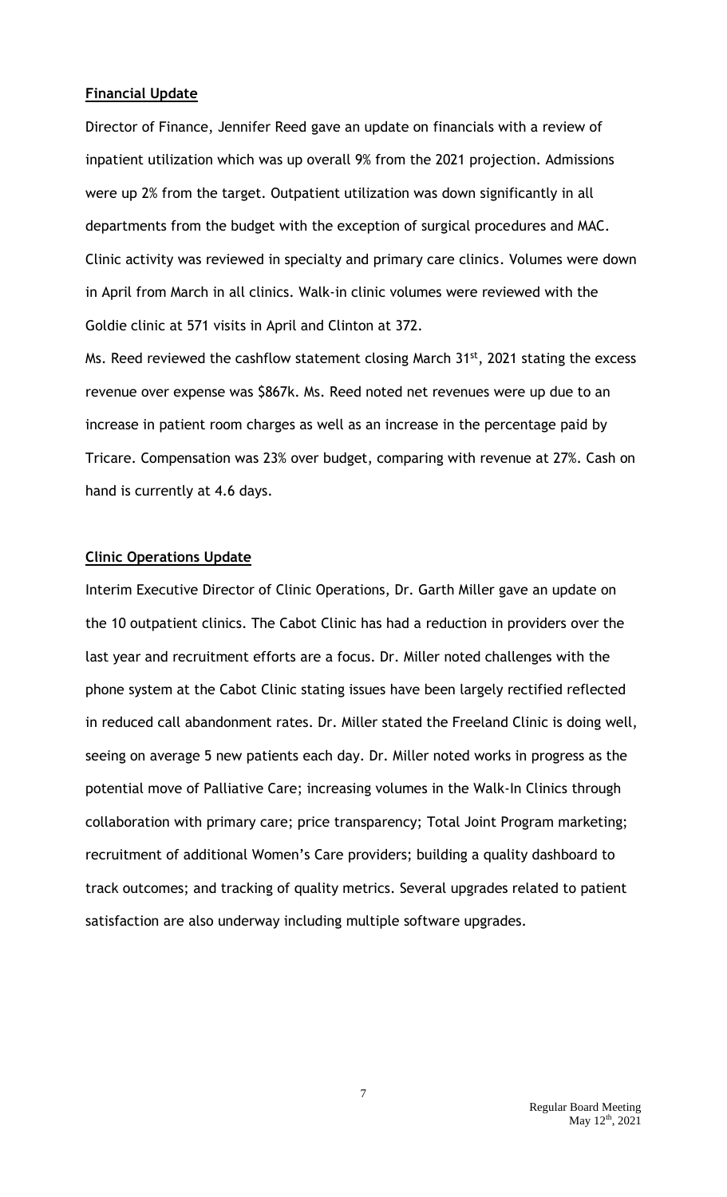**Financial Update**

Director of Finance, Jennifer Reed gave an update on financials with a review of inpatient utilization which was up overall 9% from the 2021 projection. Admissions were up 2% from the target. Outpatient utilization was down significantly in all departments from the budget with the exception of surgical procedures and MAC. Clinic activity was reviewed in specialty and primary care clinics. Volumes were down in April from March in all clinics. Walk-in clinic volumes were reviewed with the Goldie clinic at 571 visits in April and Clinton at 372.

Ms. Reed reviewed the cashflow statement closing March 31st, 2021 stating the excess revenue over expense was $867k. Ms. Reed noted net revenues were up due to an increase in patient room charges as well as an increase in the percentage paid by Tricare. Compensation was 23% over budget, comparing with revenue at 27%. Cash on hand is currently at 4.6 days.

**Clinic Operations Update**

Interim Executive Director of Clinic Operations, Dr. Garth Miller gave an update on the 10 outpatient clinics. The Cabot Clinic has had a reduction in providers over the last year and recruitment efforts are a focus. Dr. Miller noted challenges with the phone system at the Cabot Clinic stating issues have been largely rectified reflected in reduced call abandonment rates. Dr. Miller stated the Freeland Clinic is doing well, seeing on average 5 new patients each day. Dr. Miller noted works in progress as the potential move of Palliative Care; increasing volumes in the Walk-In Clinics through collaboration with primary care; price transparency; Total Joint Program marketing; recruitment of additional Women's Care providers; building a quality dashboard to track outcomes; and tracking of quality metrics. Several upgrades related to patient satisfaction are also underway including multiple software upgrades.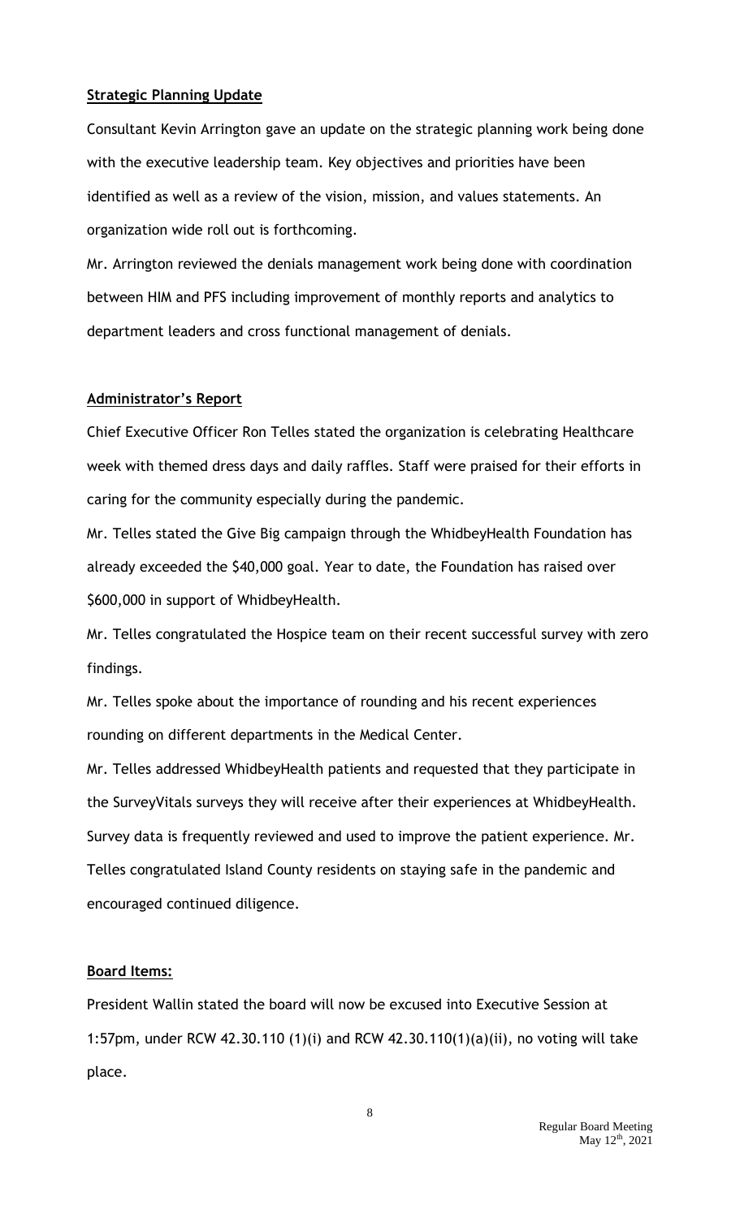**Strategic Planning Update**

Consultant Kevin Arrington gave an update on the strategic planning work being done with the executive leadership team. Key objectives and priorities have been identified as well as a review of the vision, mission, and values statements. An organization wide roll out is forthcoming.

Mr. Arrington reviewed the denials management work being done with coordination between HIM and PFS including improvement of monthly reports and analytics to department leaders and cross functional management of denials.

**Administrator's Report**

Chief Executive Officer Ron Telles stated the organization is celebrating Healthcare week with themed dress days and daily raffles. Staff were praised for their efforts in caring for the community especially during the pandemic.

Mr. Telles stated the Give Big campaign through the WhidbeyHealth Foundation has already exceeded the $40,000 goal. Year to date, the Foundation has raised over $600,000 in support of WhidbeyHealth.

Mr. Telles congratulated the Hospice team on their recent successful survey with zero findings.

Mr. Telles spoke about the importance of rounding and his recent experiences rounding on different departments in the Medical Center.

Mr. Telles addressed WhidbeyHealth patients and requested that they participate in the SurveyVitals surveys they will receive after their experiences at WhidbeyHealth. Survey data is frequently reviewed and used to improve the patient experience. Mr. Telles congratulated Island County residents on staying safe in the pandemic and encouraged continued diligence.

**Board Items:**

President Wallin stated the board will now be excused into Executive Session at 1:57pm, under RCW 42.30.110 (1)(i) and RCW 42.30.110(1)(a)(ii), no voting will take place.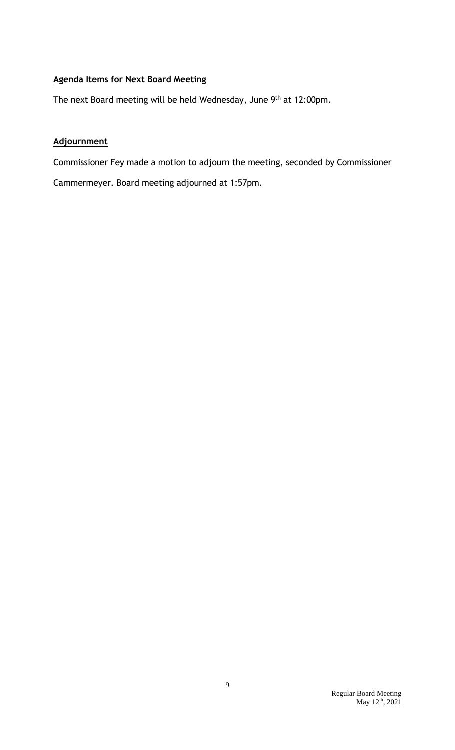**Agenda Items for Next Board Meeting**

The next Board meeting will be held Wednesday, June 9th at 12:00pm.

**Adjournment**

Commissioner Fey made a motion to adjourn the meeting, seconded by Commissioner Cammermeyer. Board meeting adjourned at 1:57pm.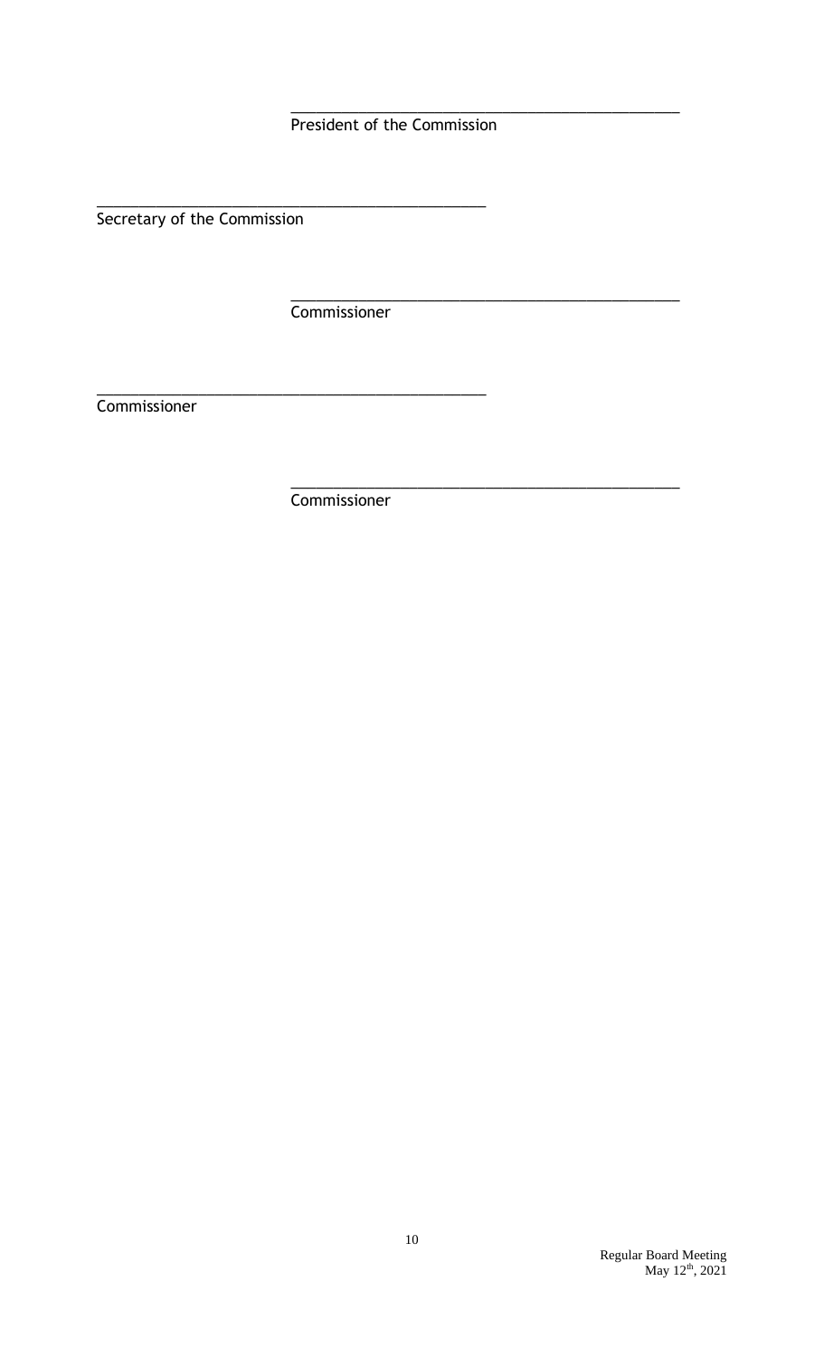\_\_\_\_\_\_\_\_\_\_\_\_\_\_\_\_\_\_\_\_\_\_\_\_\_\_\_\_\_\_\_\_\_\_\_\_\_\_\_\_\_\_\_\_\_\_\_\_
President of the Commission

\_\_\_\_\_\_\_\_\_\_\_\_\_\_\_\_\_\_\_\_\_\_\_\_\_\_\_\_\_\_\_\_\_\_\_\_\_\_\_\_\_\_\_\_\_\_\_\_
Secretary of the Commission

\_\_\_\_\_\_\_\_\_\_\_\_\_\_\_\_\_\_\_\_\_\_\_\_\_\_\_\_\_\_\_\_\_\_\_\_\_\_\_\_\_\_\_\_\_\_\_\_
Commissioner

\_\_\_\_\_\_\_\_\_\_\_\_\_\_\_\_\_\_\_\_\_\_\_\_\_\_\_\_\_\_\_\_\_\_\_\_\_\_\_\_\_\_\_\_\_\_\_\_
Commissioner

\_\_\_\_\_\_\_\_\_\_\_\_\_\_\_\_\_\_\_\_\_\_\_\_\_\_\_\_\_\_\_\_\_\_\_\_\_\_\_\_\_\_\_\_\_\_\_\_
Commissioner